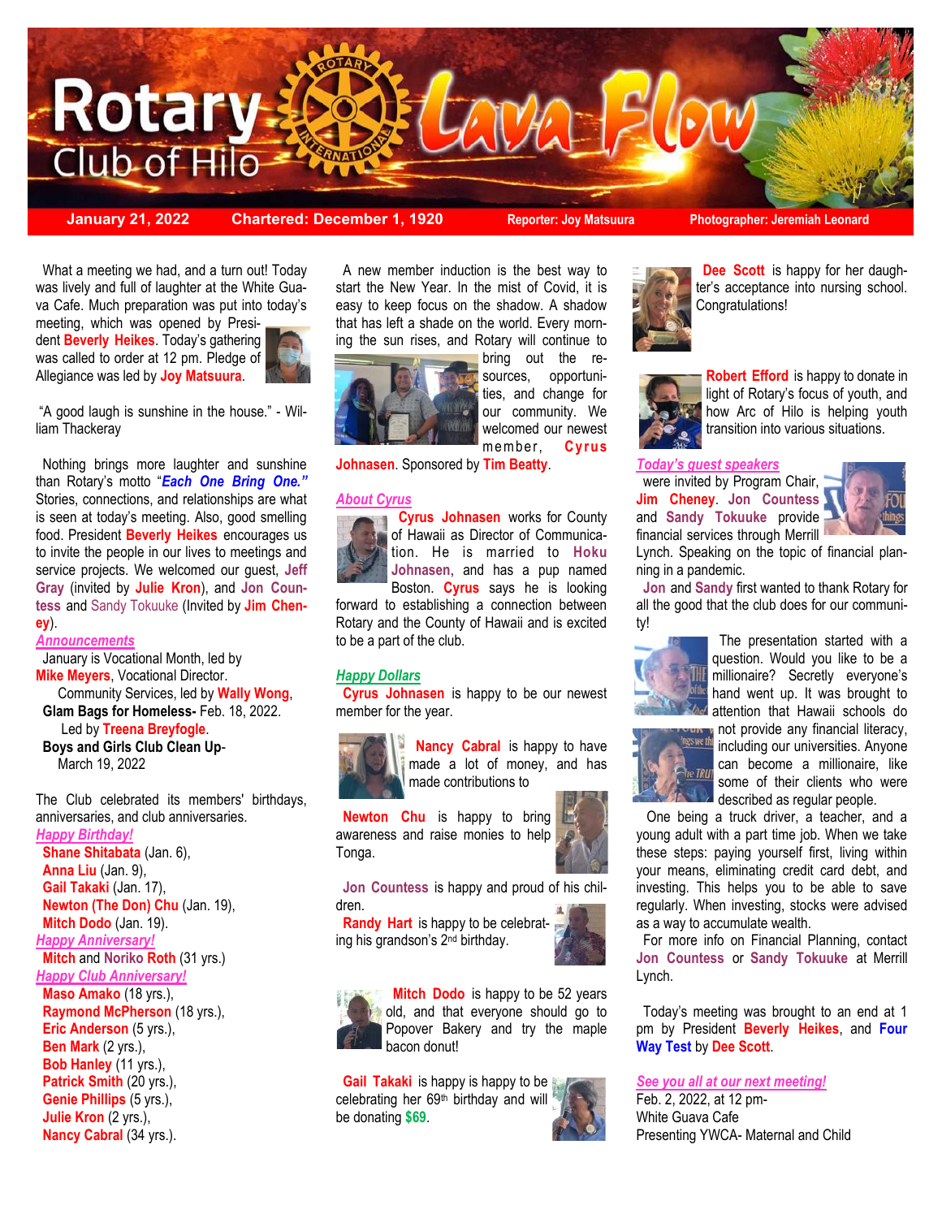# Rotary Club of Hilo — Lava Flow

**January 21, 2022** | **Chartered: December 1, 1920** | **Reporter: Joy Matsuura** | **Photographer: Jeremiah Leonard**

What a meeting we had, and a turn out! Today was lively and full of laughter at the White Guava Cafe. Much preparation was put into today's meeting, which was opened by President **Beverly Heikes**. Today's gathering was called to order at 12 pm. Pledge of Allegiance was led by **Joy Matsuura**.

"A good laugh is sunshine in the house." - William Thackeray

Nothing brings more laughter and sunshine than Rotary's motto "***Each One Bring One.***" Stories, connections, and relationships are what is seen at today's meeting. Also, good smelling food. President **Beverly Heikes** encourages us to invite the people in our lives to meetings and service projects. We welcomed our guest, **Jeff Gray** (invited by **Julie Kron**), and **Jon Countess** and Sandy Tokuuke (Invited by **Jim Cheney**).

*Announcements*

January is Vocational Month, led by **Mike Meyers**, Vocational Director.

Community Services, led by **Wally Wong**,

**Glam Bags for Homeless-** Feb. 18, 2022. Led by **Treena Breyfogle**.

**Boys and Girls Club Clean Up-** March 19, 2022

The Club celebrated its members' birthdays, anniversaries, and club anniversaries.

*Happy Birthday!*

**Shane Shitabata** (Jan. 6),
**Anna Liu** (Jan. 9),
**Gail Takaki** (Jan. 17),
**Newton (The Don) Chu** (Jan. 19),
**Mitch Dodo** (Jan. 19).

*Happy Anniversary!*

**Mitch** and **Noriko Roth** (31 yrs.)

*Happy Club Anniversary!*

**Maso Amako** (18 yrs.),
**Raymond McPherson** (18 yrs.),
**Eric Anderson** (5 yrs.),
**Ben Mark** (2 yrs.),
**Bob Hanley** (11 yrs.),
**Patrick Smith** (20 yrs.),
**Genie Phillips** (5 yrs.),
**Julie Kron** (2 yrs.),
**Nancy Cabral** (34 yrs.).

A new member induction is the best way to start the New Year. In the mist of Covid, it is easy to keep focus on the shadow. A shadow that has left a shade on the world. Every morning the sun rises, and Rotary will continue to bring out the resources, opportunities, and change for our community. We welcomed our newest member, **Cyrus Johnsen**. Sponsored by **Tim Beatty**.

*About Cyrus*

**Cyrus Johnsen** works for County of Hawaii as Director of Communication. He is married to **Hoku Johnsen**, and has a pup named Boston. **Cyrus** says he is looking forward to establishing a connection between Rotary and the County of Hawaii and is excited to be a part of the club.

*Happy Dollars*

**Cyrus Johnsen** is happy to be our newest member for the year.

**Nancy Cabral** is happy to have made a lot of money, and has made contributions to

**Newton Chu** is happy to bring awareness and raise monies to help Tonga.

**Jon Countess** is happy and proud of his children.

**Randy Hart** is happy to be celebrating his grandson's 2nd birthday.

**Mitch Dodo** is happy to be 52 years old, and that everyone should go to Popover Bakery and try the maple bacon donut!

**Gail Takaki** is happy to be celebrating her 69th birthday and will be donating **$69**.

**Dee Scott** is happy for her daughter's acceptance into nursing school. Congratulations!

**Robert Efford** is happy to donate in light of Rotary's focus of youth, and how Arc of Hilo is helping youth transition into various situations.

*Today's guest speakers*

were invited by Program Chair, **Jim Cheney**. **Jon Countess** and **Sandy Tokuuke** provide financial services through Merrill Lynch. Speaking on the topic of financial planning in a pandemic.

**Jon** and **Sandy** first wanted to thank Rotary for all the good that the club does for our community!

The presentation started with a question. Would you like to be a millionaire? Secretly everyone's hand went up. It was brought to attention that Hawaii schools do not provide any financial literacy, including our universities. Anyone can become a millionaire, like some of their clients who were described as regular people.

One being a truck driver, a teacher, and a young adult with a part time job. When we take these steps: paying yourself first, living within your means, eliminating credit card debt, and investing. This helps you to be able to save regularly. When investing, stocks were advised as a way to accumulate wealth.

For more info on Financial Planning, contact **Jon Countess** or **Sandy Tokuuke** at Merrill Lynch.

Today's meeting was brought to an end at 1 pm by President **Beverly Heikes**, and **Four Way Test** by **Dee Scott**.

*See you all at our next meeting!*

Feb. 2, 2022, at 12 pm-
White Guava Cafe
Presenting YWCA- Maternal and Child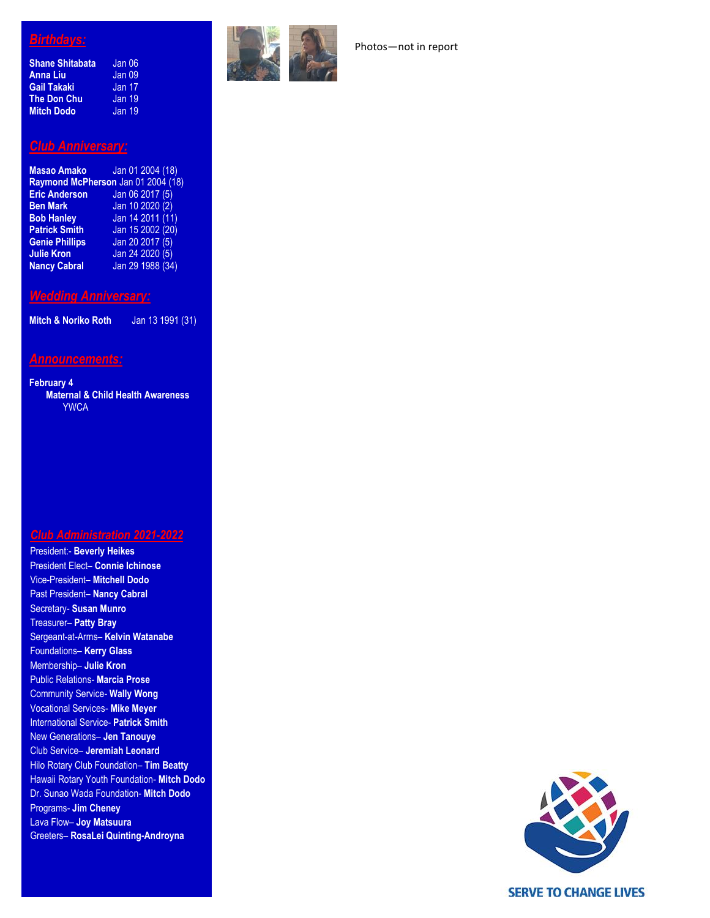## Birthdays:

| | |
|---|---|
| **Shane Shitabata** | Jan 06 |
| **Anna Liu** | Jan 09 |
| **Gail Takaki** | Jan 17 |
| **The Don Chu** | Jan 19 |
| **Mitch Dodo** | Jan 19 |

## Club Anniversary:

| | |
|---|---|
| **Masao Amako** | Jan 01 2004 (18) |
| **Raymond McPherson** | Jan 01 2004 (18) |
| **Eric Anderson** | Jan 06 2017 (5) |
| **Ben Mark** | Jan 10 2020 (2) |
| **Bob Hanley** | Jan 14 2011 (11) |
| **Patrick Smith** | Jan 15 2002 (20) |
| **Genie Phillips** | Jan 20 2017 (5) |
| **Julie Kron** | Jan 24 2020 (5) |
| **Nancy Cabral** | Jan 29 1988 (34) |

## Wedding Anniversary:

| | |
|---|---|
| **Mitch & Noriko Roth** | Jan 13 1991 (31) |

## Announcements:

**February 4**
**Maternal & Child Health Awareness**
YWCA

## Club Administration 2021-2022

President:- **Beverly Heikes**
President Elect– **Connie Ichinose**
Vice-President– **Mitchell Dodo**
Past President– **Nancy Cabral**
Secretary- **Susan Munro**
Treasurer– **Patty Bray**
Sergeant-at-Arms– **Kelvin Watanabe**
Foundations– **Kerry Glass**
Membership– **Julie Kron**
Public Relations- **Marcia Prose**
Community Service- **Wally Wong**
Vocational Services- **Mike Meyer**
International Service- **Patrick Smith**
New Generations– **Jen Tanouye**
Club Service– **Jeremiah Leonard**
Hilo Rotary Club Foundation– **Tim Beatty**
Hawaii Rotary Youth Foundation- **Mitch Dodo**
Dr. Sunao Wada Foundation- **Mitch Dodo**
Programs- **Jim Cheney**
Lava Flow– **Joy Matsuura**
Greeters– **RosaLei Quinting-Androyna**

Photos—not in report

SERVE TO CHANGE LIVES